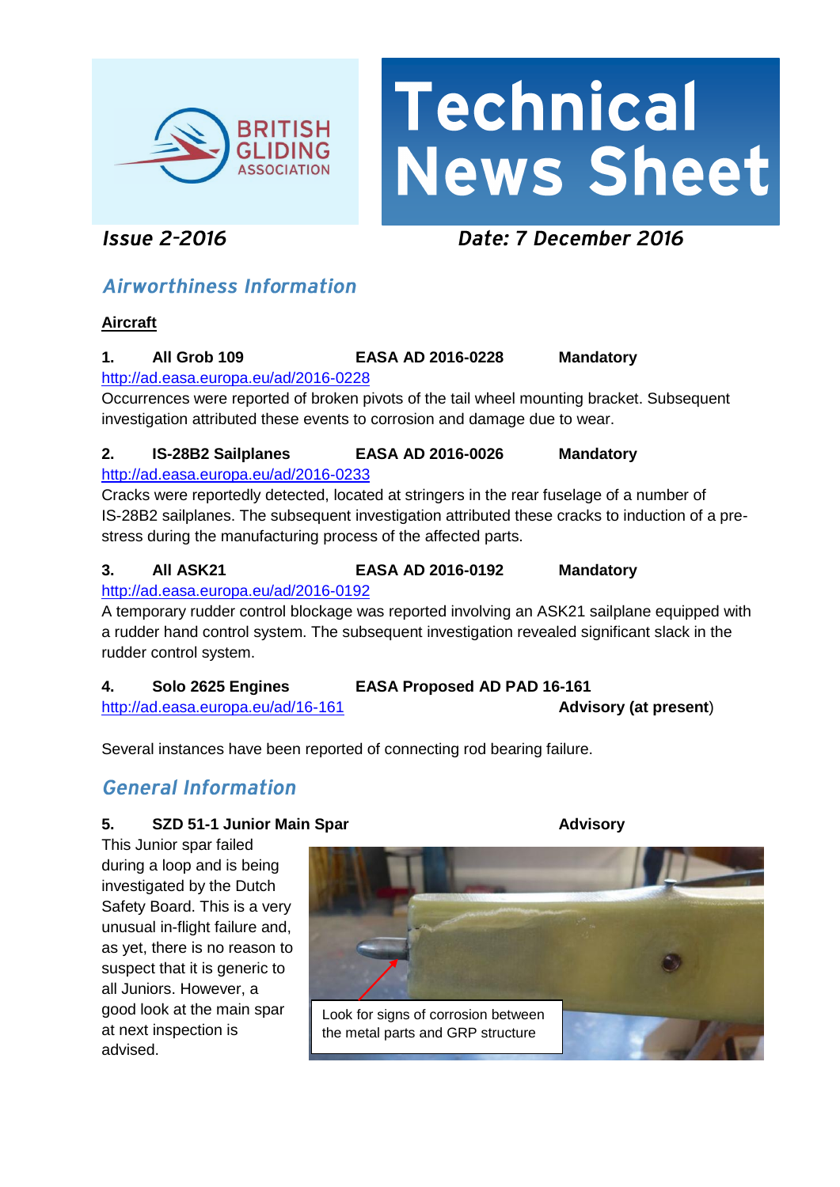BRITISH GLIDING ASSOCIATION

# Technical News Sheet

*Issue 2-2016* *Date: 7 December 2016*

## *Airworthiness Information*

**Aircraft**

**1. All Grob 109 EASA AD 2016-0228 Mandatory**

http://ad.easa.europa.eu/ad/2016-0228

Occurrences were reported of broken pivots of the tail wheel mounting bracket. Subsequent investigation attributed these events to corrosion and damage due to wear.

**2. IS-28B2 Sailplanes EASA AD 2016-0026 Mandatory**

http://ad.easa.europa.eu/ad/2016-0233

Cracks were reportedly detected, located at stringers in the rear fuselage of a number of IS-28B2 sailplanes. The subsequent investigation attributed these cracks to induction of a pre-stress during the manufacturing process of the affected parts.

**3. All ASK21 EASA AD 2016-0192 Mandatory**

http://ad.easa.europa.eu/ad/2016-0192

A temporary rudder control blockage was reported involving an ASK21 sailplane equipped with a rudder hand control system. The subsequent investigation revealed significant slack in the rudder control system.

**4. Solo 2625 Engines EASA Proposed AD PAD 16-161**

http://ad.easa.europa.eu/ad/16-161 **Advisory (at present**)

Several instances have been reported of connecting rod bearing failure.

## *General Information*

**5. SZD 51-1 Junior Main Spar Advisory**

This Junior spar failed during a loop and is being investigated by the Dutch Safety Board. This is a very unusual in-flight failure and, as yet, there is no reason to suspect that it is generic to all Juniors. However, a good look at the main spar at next inspection is advised.

Look for signs of corrosion between the metal parts and GRP structure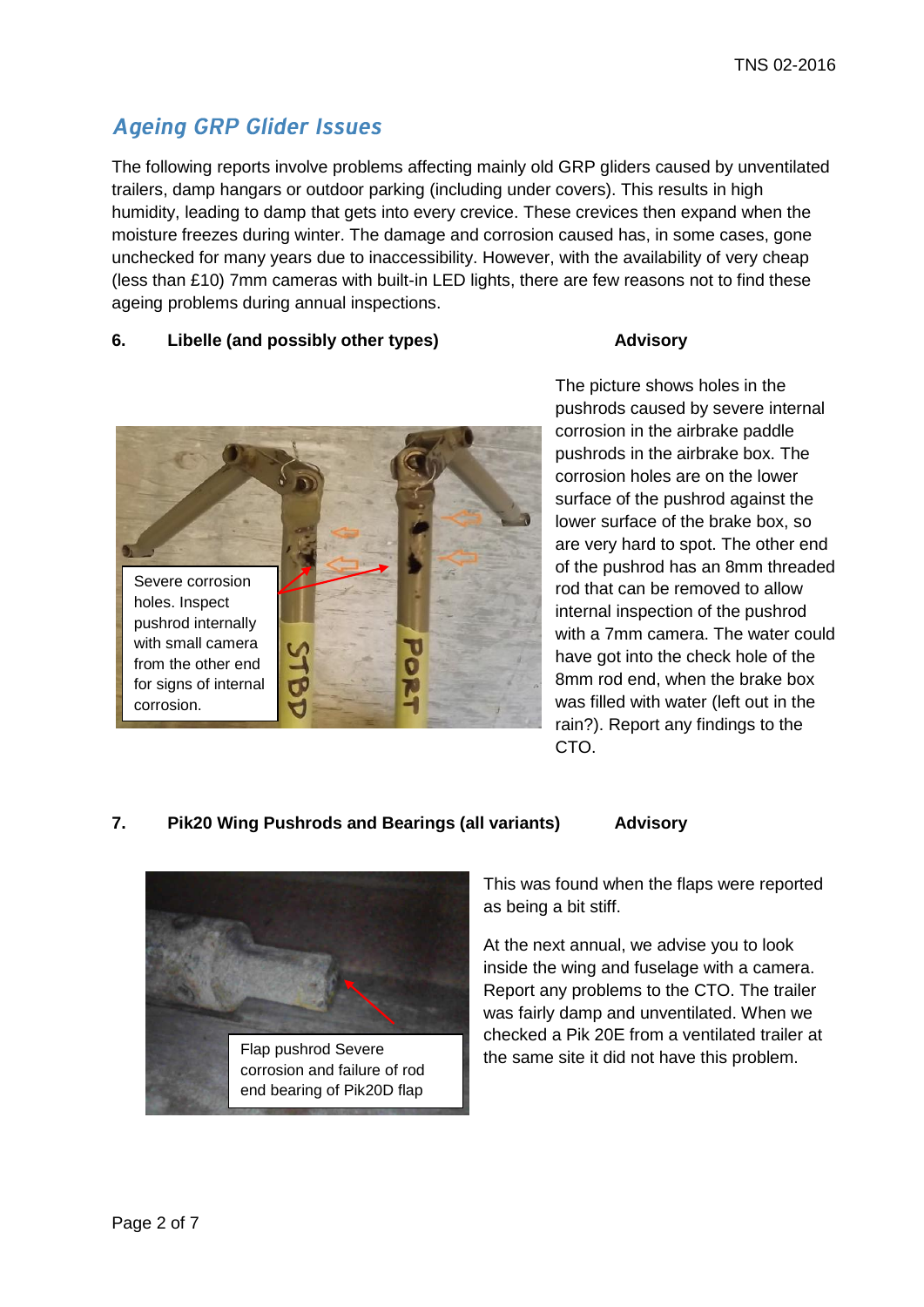## *Ageing GRP Glider Issues*

The following reports involve problems affecting mainly old GRP gliders caused by unventilated trailers, damp hangars or outdoor parking (including under covers). This results in high humidity, leading to damp that gets into every crevice. These crevices then expand when the moisture freezes during winter. The damage and corrosion caused has, in some cases, gone unchecked for many years due to inaccessibility. However, with the availability of very cheap (less than £10) 7mm cameras with built-in LED lights, there are few reasons not to find these ageing problems during annual inspections.

### 6. Libelle (and possibly other types) — Advisory

Severe corrosion holes. Inspect pushrod internally with small camera from the other end for signs of internal corrosion.

The picture shows holes in the pushrods caused by severe internal corrosion in the airbrake paddle pushrods in the airbrake box. The corrosion holes are on the lower surface of the pushrod against the lower surface of the brake box, so are very hard to spot. The other end of the pushrod has an 8mm threaded rod that can be removed to allow internal inspection of the pushrod with a 7mm camera. The water could have got into the check hole of the 8mm rod end, when the brake box was filled with water (left out in the rain?). Report any findings to the CTO.

### 7. Pik20 Wing Pushrods and Bearings (all variants) — Advisory

Flap pushrod Severe corrosion and failure of rod end bearing of Pik20D flap

This was found when the flaps were reported as being a bit stiff.

At the next annual, we advise you to look inside the wing and fuselage with a camera. Report any problems to the CTO. The trailer was fairly damp and unventilated. When we checked a Pik 20E from a ventilated trailer at the same site it did not have this problem.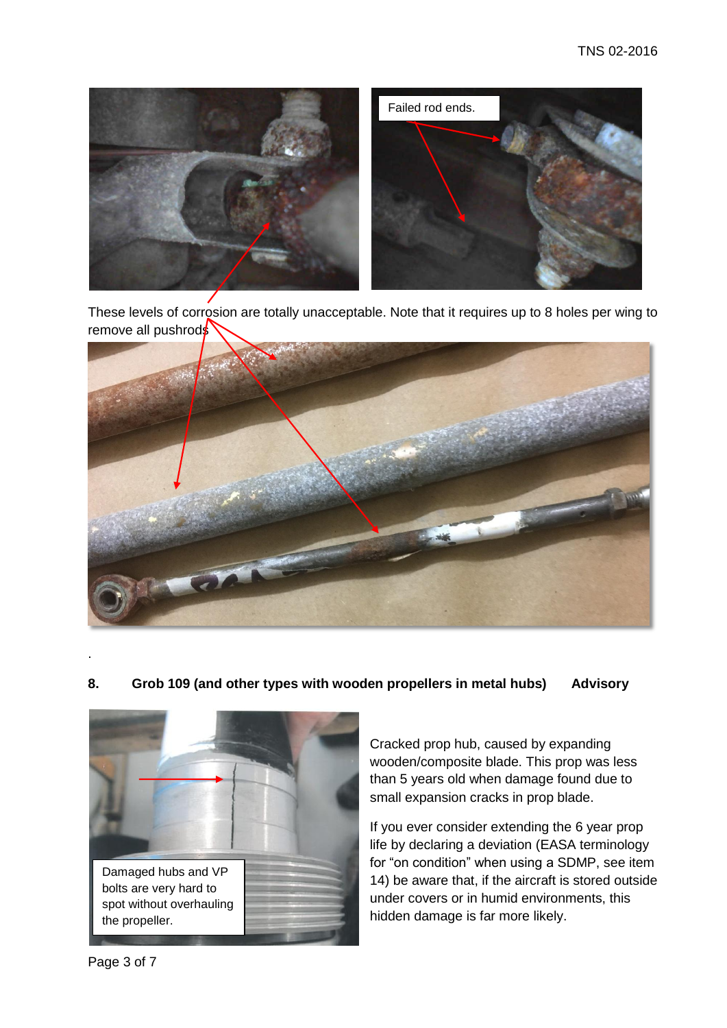Failed rod ends.

These levels of corrosion are totally unacceptable. Note that it requires up to 8 holes per wing to remove all pushrods

.

## 8. Grob 109 (and other types with wooden propellers in metal hubs) Advisory

Damaged hubs and VP bolts are very hard to spot without overhauling the propeller.

Cracked prop hub, caused by expanding wooden/composite blade. This prop was less than 5 years old when damage found due to small expansion cracks in prop blade.

If you ever consider extending the 6 year prop life by declaring a deviation (EASA terminology for "on condition" when using a SDMP, see item 14) be aware that, if the aircraft is stored outside under covers or in humid environments, this hidden damage is far more likely.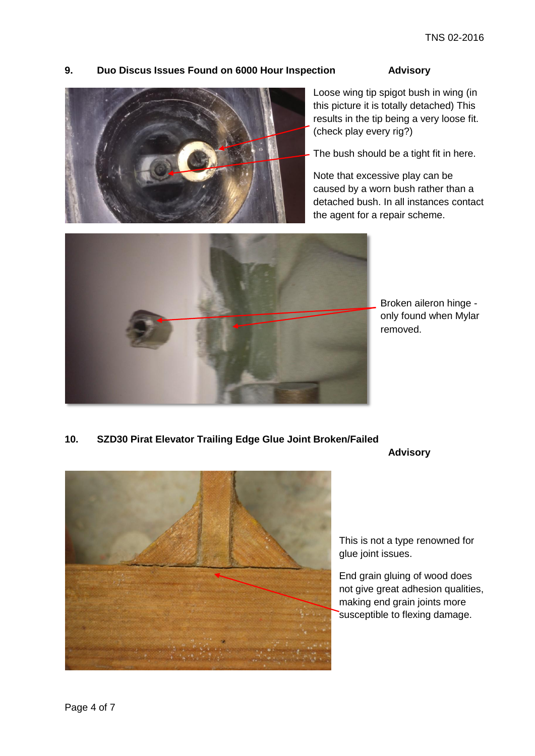## 9. Duo Discus Issues Found on 6000 Hour Inspection

**Advisory**

Loose wing tip spigot bush in wing (in this picture it is totally detached) This results in the tip being a very loose fit. (check play every rig?)

The bush should be a tight fit in here.

Note that excessive play can be caused by a worn bush rather than a detached bush. In all instances contact the agent for a repair scheme.

Broken aileron hinge - only found when Mylar removed.

## 10. SZD30 Pirat Elevator Trailing Edge Glue Joint Broken/Failed

**Advisory**

This is not a type renowned for glue joint issues.

End grain gluing of wood does not give great adhesion qualities, making end grain joints more susceptible to flexing damage.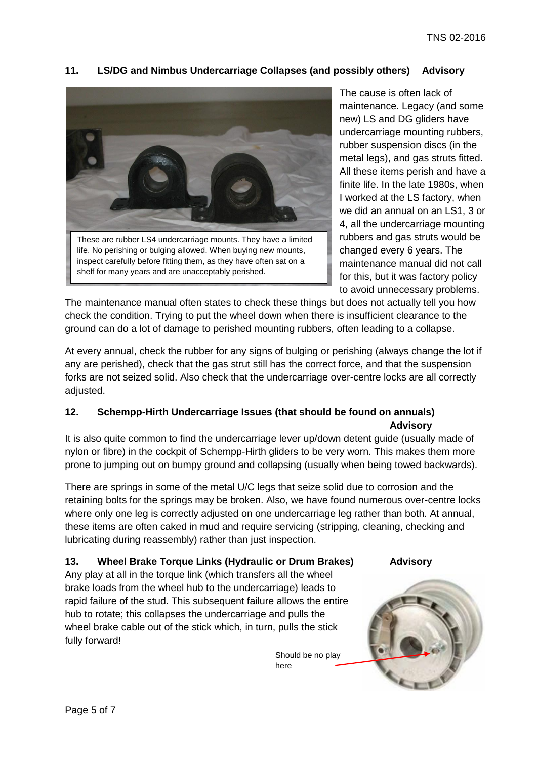## 11. LS/DG and Nimbus Undercarriage Collapses (and possibly others) Advisory

These are rubber LS4 undercarriage mounts. They have a limited life. No perishing or bulging allowed. When buying new mounts, inspect carefully before fitting them, as they have often sat on a shelf for many years and are unacceptably perished.

The cause is often lack of maintenance. Legacy (and some new) LS and DG gliders have undercarriage mounting rubbers, rubber suspension discs (in the metal legs), and gas struts fitted. All these items perish and have a finite life. In the late 1980s, when I worked at the LS factory, when we did an annual on an LS1, 3 or 4, all the undercarriage mounting rubbers and gas struts would be changed every 6 years. The maintenance manual did not call for this, but it was factory policy to avoid unnecessary problems. The maintenance manual often states to check these things but does not actually tell you how check the condition. Trying to put the wheel down when there is insufficient clearance to the ground can do a lot of damage to perished mounting rubbers, often leading to a collapse.

At every annual, check the rubber for any signs of bulging or perishing (always change the lot if any are perished), check that the gas strut still has the correct force, and that the suspension forks are not seized solid. Also check that the undercarriage over-centre locks are all correctly adjusted.

## 12. Schempp-Hirth Undercarriage Issues (that should be found on annuals) Advisory

It is also quite common to find the undercarriage lever up/down detent guide (usually made of nylon or fibre) in the cockpit of Schempp-Hirth gliders to be very worn. This makes them more prone to jumping out on bumpy ground and collapsing (usually when being towed backwards).

There are springs in some of the metal U/C legs that seize solid due to corrosion and the retaining bolts for the springs may be broken. Also, we have found numerous over-centre locks where only one leg is correctly adjusted on one undercarriage leg rather than both. At annual, these items are often caked in mud and require servicing (stripping, cleaning, checking and lubricating during reassembly) rather than just inspection.

## 13. Wheel Brake Torque Links (Hydraulic or Drum Brakes) Advisory

Any play at all in the torque link (which transfers all the wheel brake loads from the wheel hub to the undercarriage) leads to rapid failure of the stud. This subsequent failure allows the entire hub to rotate; this collapses the undercarriage and pulls the wheel brake cable out of the stick which, in turn, pulls the stick fully forward!

Should be no play here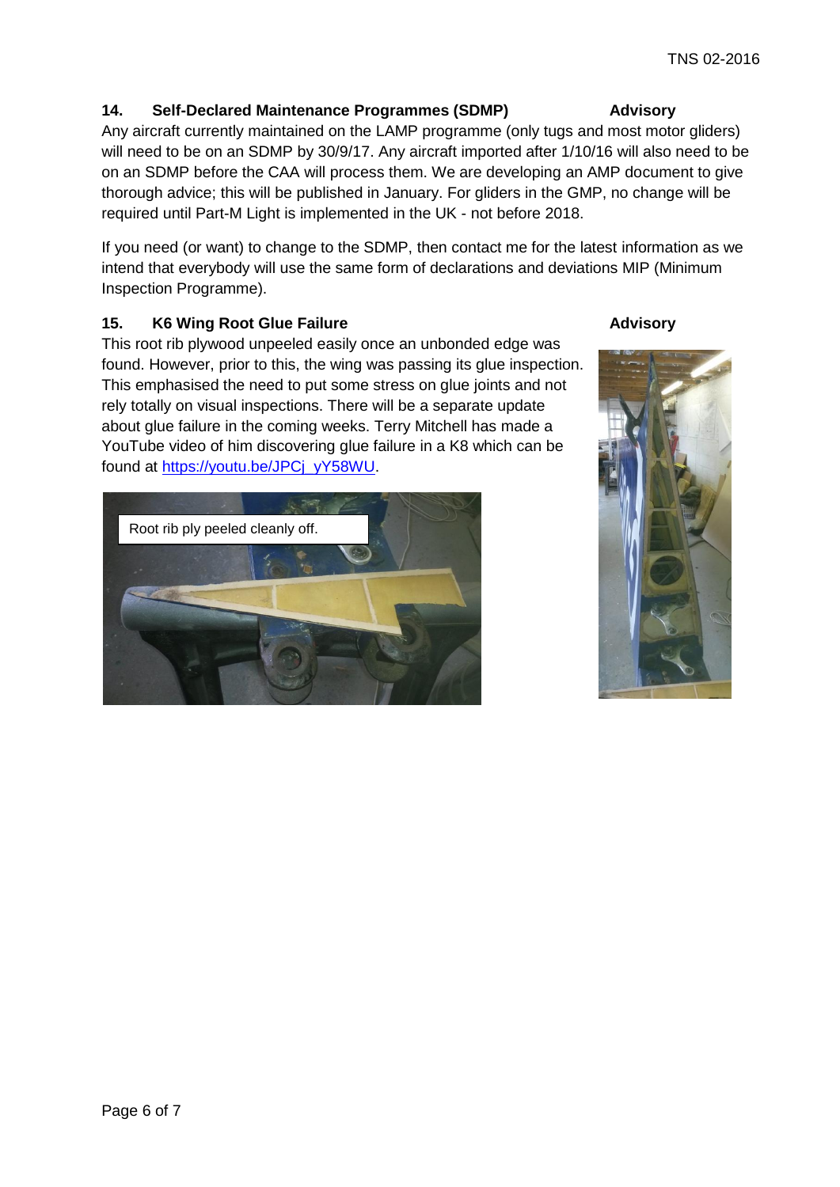## 14. Self-Declared Maintenance Programmes (SDMP) **Advisory**

Any aircraft currently maintained on the LAMP programme (only tugs and most motor gliders) will need to be on an SDMP by 30/9/17. Any aircraft imported after 1/10/16 will also need to be on an SDMP before the CAA will process them. We are developing an AMP document to give thorough advice; this will be published in January. For gliders in the GMP, no change will be required until Part-M Light is implemented in the UK - not before 2018.

If you need (or want) to change to the SDMP, then contact me for the latest information as we intend that everybody will use the same form of declarations and deviations MIP (Minimum Inspection Programme).

## 15. K6 Wing Root Glue Failure **Advisory**

This root rib plywood unpeeled easily once an unbonded edge was found. However, prior to this, the wing was passing its glue inspection. This emphasised the need to put some stress on glue joints and not rely totally on visual inspections. There will be a separate update about glue failure in the coming weeks. Terry Mitchell has made a YouTube video of him discovering glue failure in a K8 which can be found at https://youtu.be/JPCj_yY58WU.

Root rib ply peeled cleanly off.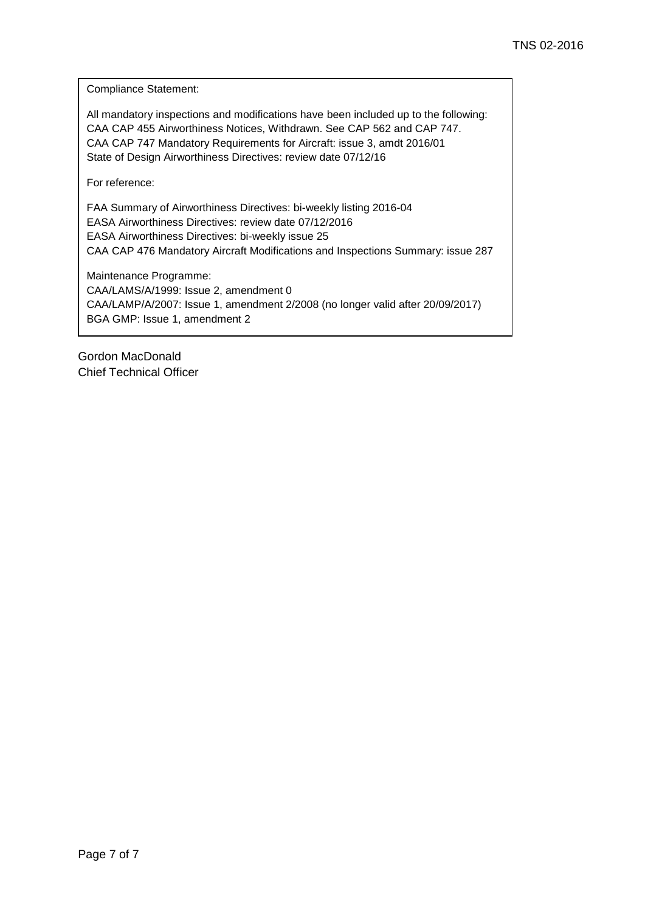Compliance Statement:

All mandatory inspections and modifications have been included up to the following:
CAA CAP 455 Airworthiness Notices, Withdrawn. See CAP 562 and CAP 747.
CAA CAP 747 Mandatory Requirements for Aircraft: issue 3, amdt 2016/01
State of Design Airworthiness Directives: review date 07/12/16

For reference:

FAA Summary of Airworthiness Directives: bi-weekly listing 2016-04
EASA Airworthiness Directives: review date 07/12/2016
EASA Airworthiness Directives: bi-weekly issue 25
CAA CAP 476 Mandatory Aircraft Modifications and Inspections Summary: issue 287

Maintenance Programme:
CAA/LAMS/A/1999: Issue 2, amendment 0
CAA/LAMP/A/2007: Issue 1, amendment 2/2008 (no longer valid after 20/09/2017)
BGA GMP: Issue 1, amendment 2

Gordon MacDonald
Chief Technical Officer